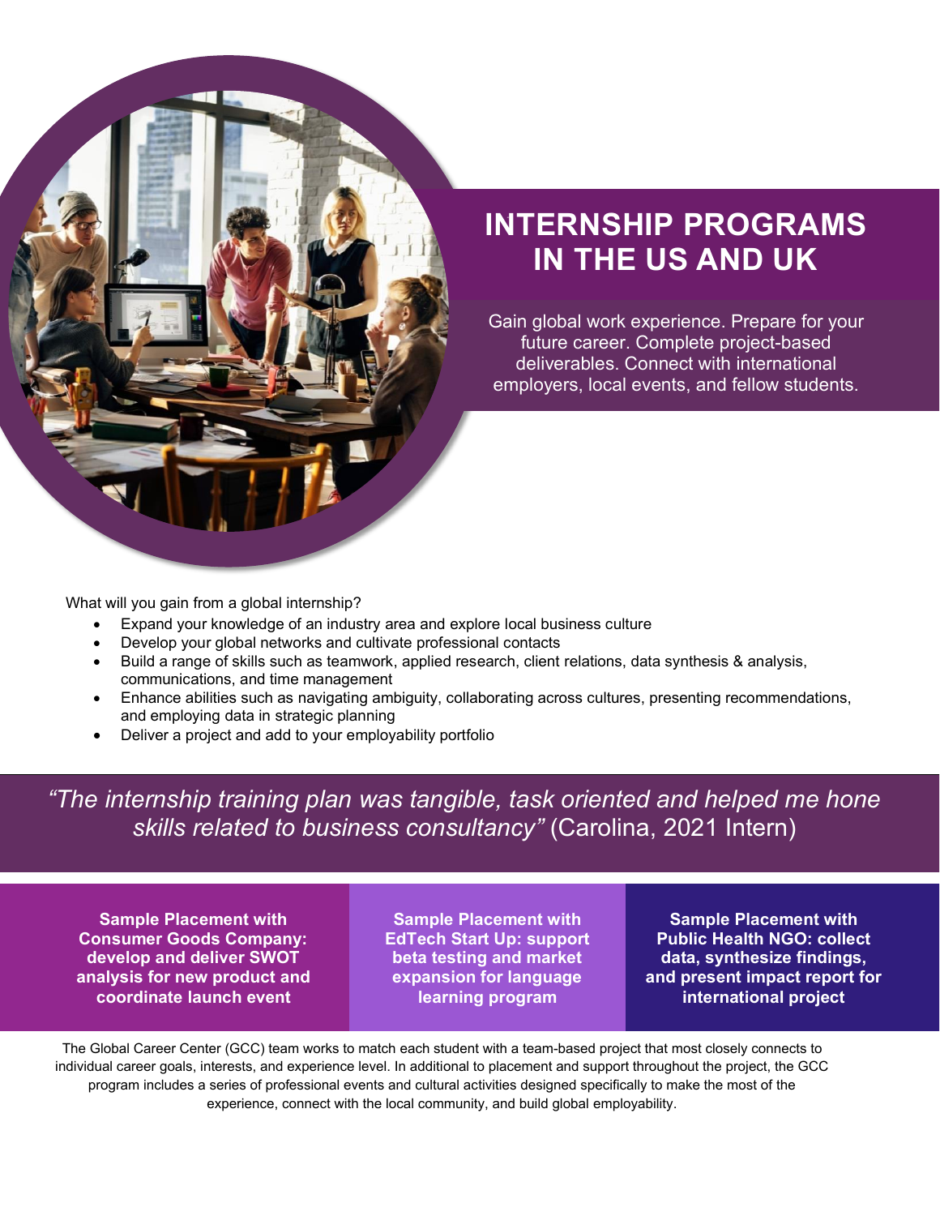# INTERNSHIP PROGRAMS IN THE US AND UK

Gain global work experience. Prepare for your future career. Complete project-based deliverables. Connect with international employers, local events, and fellow students.

What will you gain from a global internship?

- Expand your knowledge of an industry area and explore local business culture
- Develop your global networks and cultivate professional contacts
- Build a range of skills such as teamwork, applied research, client relations, data synthesis & analysis, communications, and time management
- Enhance abilities such as navigating ambiguity, collaborating across cultures, presenting recommendations, and employing data in strategic planning
- Deliver a project and add to your employability portfolio

*"The internship training plan was tangible, task oriented and helped me hone skills related to business consultancy"* (Carolina, 2021 Intern)

**Sample Placement with Consumer Goods Company: develop and deliver SWOT analysis for new product and coordinate launch event**

**Sample Placement with EdTech Start Up: support beta testing and market expansion for language learning program**

**Sample Placement with Public Health NGO: collect data, synthesize findings, and present impact report for international project**

The Global Career Center (GCC) team works to match each student with a team-based project that most closely connects to individual career goals, interests, and experience level. In additional to placement and support throughout the project, the GCC program includes a series of professional events and cultural activities designed specifically to make the most of the experience, connect with the local community, and build global employability.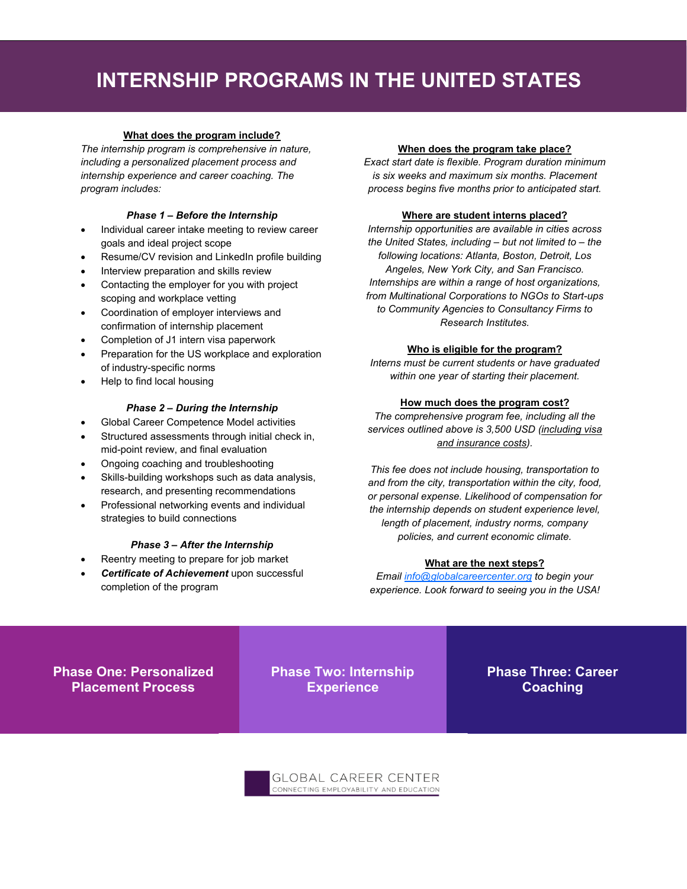# INTERNSHIP PROGRAMS IN THE UNITED STATES

**What does the program include?**

*The internship program is comprehensive in nature, including a personalized placement process and internship experience and career coaching. The program includes:*

***Phase 1 – Before the Internship***

- Individual career intake meeting to review career goals and ideal project scope
- Resume/CV revision and LinkedIn profile building
- Interview preparation and skills review
- Contacting the employer for you with project scoping and workplace vetting
- Coordination of employer interviews and confirmation of internship placement
- Completion of J1 intern visa paperwork
- Preparation for the US workplace and exploration of industry-specific norms
- Help to find local housing

***Phase 2 – During the Internship***

- Global Career Competence Model activities
- Structured assessments through initial check in, mid-point review, and final evaluation
- Ongoing coaching and troubleshooting
- Skills-building workshops such as data analysis, research, and presenting recommendations
- Professional networking events and individual strategies to build connections

***Phase 3 – After the Internship***

- Reentry meeting to prepare for job market
- ***Certificate of Achievement*** upon successful completion of the program

**When does the program take place?**

*Exact start date is flexible. Program duration minimum is six weeks and maximum six months. Placement process begins five months prior to anticipated start.*

**Where are student interns placed?**

*Internship opportunities are available in cities across the United States, including – but not limited to – the following locations: Atlanta, Boston, Detroit, Los Angeles, New York City, and San Francisco. Internships are within a range of host organizations, from Multinational Corporations to NGOs to Start-ups to Community Agencies to Consultancy Firms to Research Institutes.*

**Who is eligible for the program?**

*Interns must be current students or have graduated within one year of starting their placement.*

**How much does the program cost?**

*The comprehensive program fee, including all the services outlined above is 3,500 USD (including visa and insurance costs).*

*This fee does not include housing, transportation to and from the city, transportation within the city, food, or personal expense. Likelihood of compensation for the internship depends on student experience level, length of placement, industry norms, company policies, and current economic climate.*

**What are the next steps?**

*Email info@globalcareercenter.org to begin your experience. Look forward to seeing you in the USA!*

**Phase One: Personalized Placement Process**

**Phase Two: Internship Experience**

**Phase Three: Career Coaching**

GLOBAL CAREER CENTER
CONNECTING EMPLOYABILITY AND EDUCATION